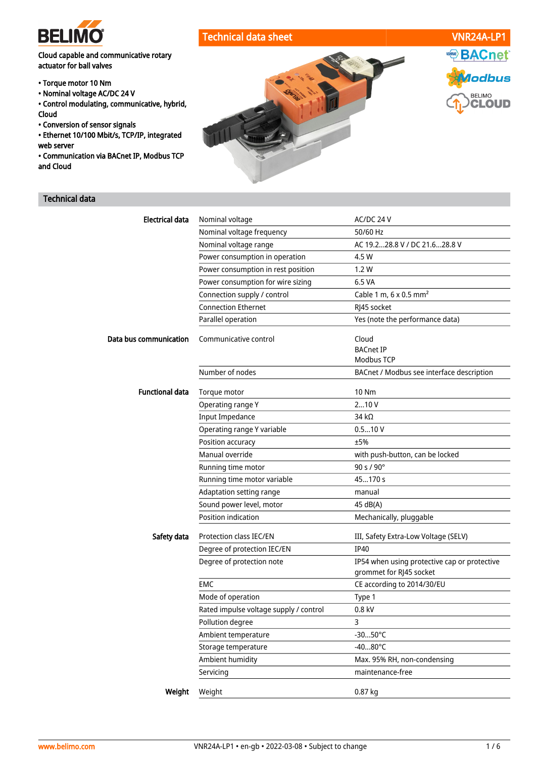BELIMO

# Technical data sheet — VNR24A-LP1

**Cloud capable and communicative rotary actuator for ball valves**

- Torque motor 10 Nm
- Nominal voltage AC/DC 24 V
- Control modulating, communicative, hybrid, Cloud
- Conversion of sensor signals
- Ethernet 10/100 Mbit/s, TCP/IP, integrated web server
- Communication via BACnet IP, Modbus TCP and Cloud

## Technical data

| | | |
|---|---|---|
| **Electrical data** | Nominal voltage | AC/DC 24 V |
| | Nominal voltage frequency | 50/60 Hz |
| | Nominal voltage range | AC 19.2...28.8 V / DC 21.6...28.8 V |
| | Power consumption in operation | 4.5 W |
| | Power consumption in rest position | 1.2 W |
| | Power consumption for wire sizing | 6.5 VA |
| | Connection supply / control | Cable 1 m, 6 x 0.5 mm² |
| | Connection Ethernet | RJ45 socket |
| | Parallel operation | Yes (note the performance data) |
| **Data bus communication** | Communicative control | Cloud<br>BACnet IP<br>Modbus TCP |
| | Number of nodes | BACnet / Modbus see interface description |
| **Functional data** | Torque motor | 10 Nm |
| | Operating range Y | 2...10 V |
| | Input Impedance | 34 kΩ |
| | Operating range Y variable | 0.5...10 V |
| | Position accuracy | ±5% |
| | Manual override | with push-button, can be locked |
| | Running time motor | 90 s / 90° |
| | Running time motor variable | 45...170 s |
| | Adaptation setting range | manual |
| | Sound power level, motor | 45 dB(A) |
| | Position indication | Mechanically, pluggable |
| **Safety data** | Protection class IEC/EN | III, Safety Extra-Low Voltage (SELV) |
| | Degree of protection IEC/EN | IP40 |
| | Degree of protection note | IP54 when using protective cap or protective grommet for RJ45 socket |
| | EMC | CE according to 2014/30/EU |
| | Mode of operation | Type 1 |
| | Rated impulse voltage supply / control | 0.8 kV |
| | Pollution degree | 3 |
| | Ambient temperature | -30...50°C |
| | Storage temperature | -40...80°C |
| | Ambient humidity | Max. 95% RH, non-condensing |
| | Servicing | maintenance-free |
| **Weight** | Weight | 0.87 kg |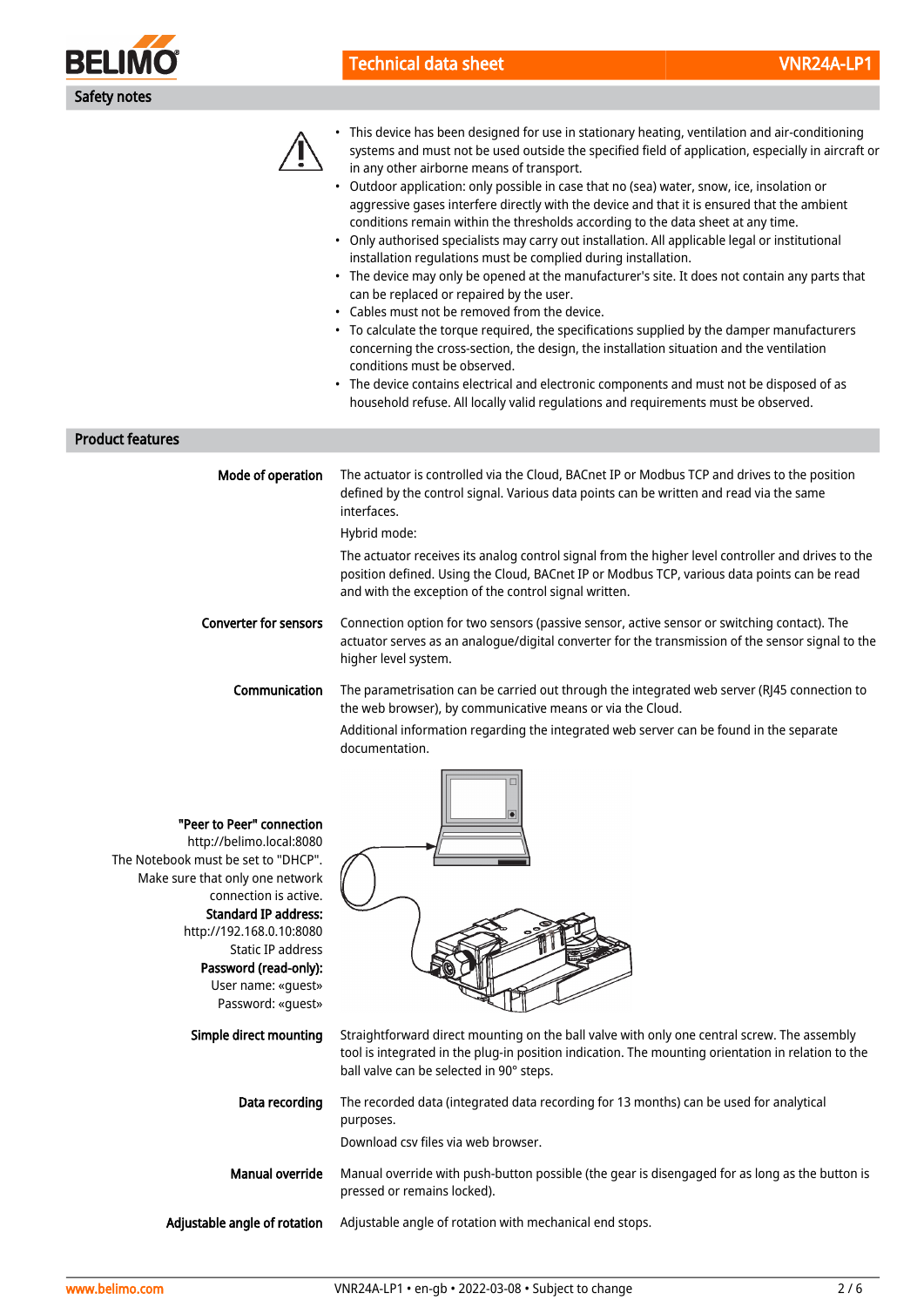## Safety notes

- This device has been designed for use in stationary heating, ventilation and air-conditioning systems and must not be used outside the specified field of application, especially in aircraft or in any other airborne means of transport.
- Outdoor application: only possible in case that no (sea) water, snow, ice, insolation or aggressive gases interfere directly with the device and that it is ensured that the ambient conditions remain within the thresholds according to the data sheet at any time.
- Only authorised specialists may carry out installation. All applicable legal or institutional installation regulations must be complied during installation.
- The device may only be opened at the manufacturer's site. It does not contain any parts that can be replaced or repaired by the user.
- Cables must not be removed from the device.
- To calculate the torque required, the specifications supplied by the damper manufacturers concerning the cross-section, the design, the installation situation and the ventilation conditions must be observed.
- The device contains electrical and electronic components and must not be disposed of as household refuse. All locally valid regulations and requirements must be observed.

## Product features

**Mode of operation**

The actuator is controlled via the Cloud, BACnet IP or Modbus TCP and drives to the position defined by the control signal. Various data points can be written and read via the same interfaces.

Hybrid mode:

The actuator receives its analog control signal from the higher level controller and drives to the position defined. Using the Cloud, BACnet IP or Modbus TCP, various data points can be read and with the exception of the control signal written.

**Converter for sensors**

Connection option for two sensors (passive sensor, active sensor or switching contact). The actuator serves as an analogue/digital converter for the transmission of the sensor signal to the higher level system.

**Communication**

The parametrisation can be carried out through the integrated web server (RJ45 connection to the web browser), by communicative means or via the Cloud.

Additional information regarding the integrated web server can be found in the separate documentation.

**"Peer to Peer" connection**
http://belimo.local:8080
The Notebook must be set to "DHCP".
Make sure that only one network connection is active.

**Standard IP address:**
http://192.168.0.10:8080
Static IP address

**Password (read-only):**
User name: «guest»
Password: «guest»

**Simple direct mounting**

Straightforward direct mounting on the ball valve with only one central screw. The assembly tool is integrated in the plug-in position indication. The mounting orientation in relation to the ball valve can be selected in 90° steps.

**Data recording**

The recorded data (integrated data recording for 13 months) can be used for analytical purposes.

Download csv files via web browser.

**Manual override**

Manual override with push-button possible (the gear is disengaged for as long as the button is pressed or remains locked).

**Adjustable angle of rotation**

Adjustable angle of rotation with mechanical end stops.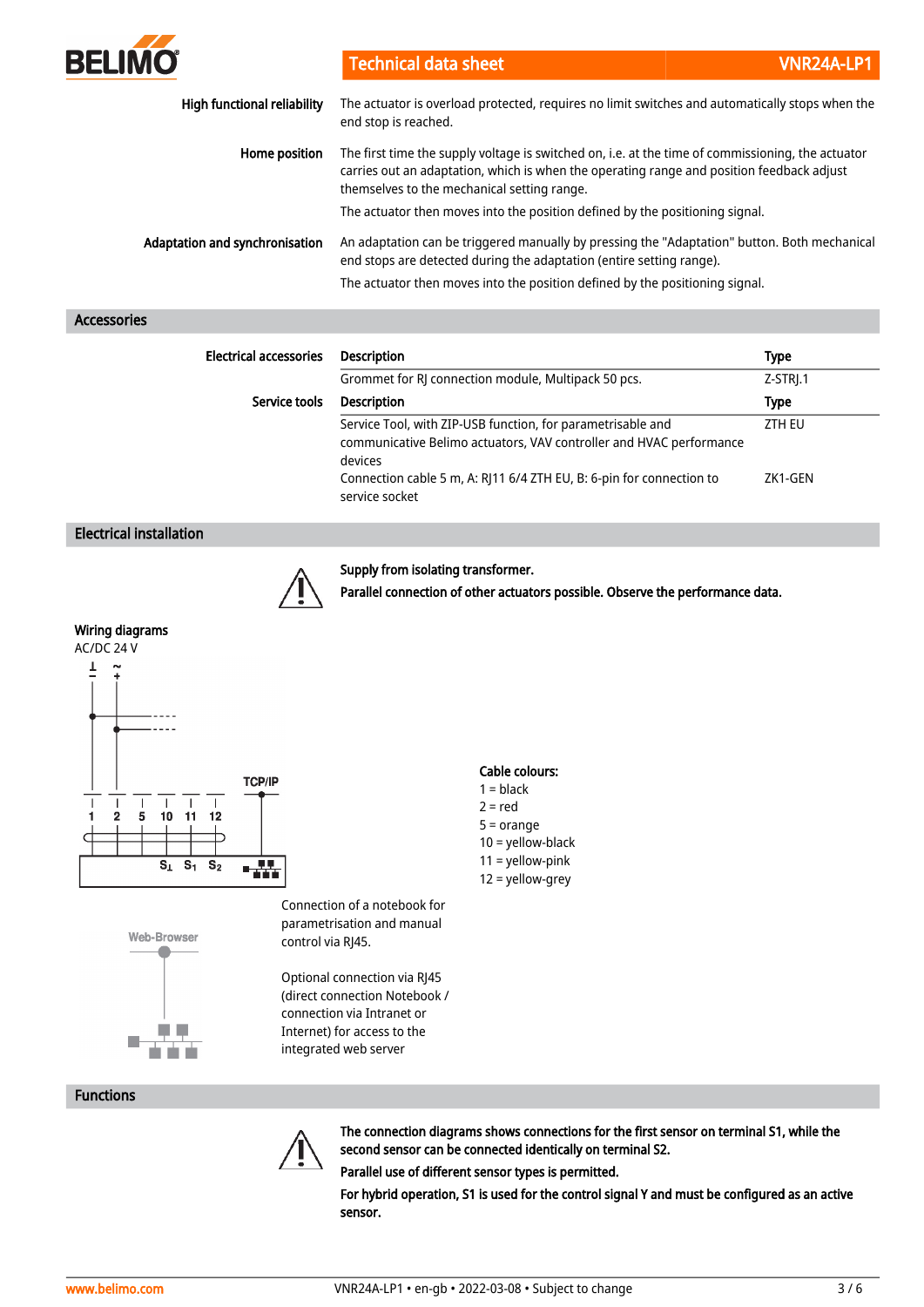**High functional reliability** The actuator is overload protected, requires no limit switches and automatically stops when the end stop is reached.

**Home position** The first time the supply voltage is switched on, i.e. at the time of commissioning, the actuator carries out an adaptation, which is when the operating range and position feedback adjust themselves to the mechanical setting range.

The actuator then moves into the position defined by the positioning signal.

**Adaptation and synchronisation** An adaptation can be triggered manually by pressing the "Adaptation" button. Both mechanical end stops are detected during the adaptation (entire setting range).

The actuator then moves into the position defined by the positioning signal.

## Accessories

**Electrical accessories**

| Description | Type |
|---|---|
| Grommet for RJ connection module, Multipack 50 pcs. | Z-STRJ.1 |

**Service tools**

| Description | Type |
|---|---|
| Service Tool, with ZIP-USB function, for parametrisable and communicative Belimo actuators, VAV controller and HVAC performance devices | ZTH EU |
| Connection cable 5 m, A: RJ11 6/4 ZTH EU, B: 6-pin for connection to service socket | ZK1-GEN |

## Electrical installation

**Supply from isolating transformer.**

**Parallel connection of other actuators possible. Observe the performance data.**

### Wiring diagrams

AC/DC 24 V

⊥ −, ~ +

1, 2, 5, 10, 11, 12, TCP/IP

$S_{\perp}$ $S_1$ $S_2$

Cable colours:
1 = black
2 = red
5 = orange
10 = yellow-black
11 = yellow-pink
12 = yellow-grey

Web-Browser

Connection of a notebook for parametrisation and manual control via RJ45.

Optional connection via RJ45 (direct connection Notebook / connection via Intranet or Internet) for access to the integrated web server

## Functions

**The connection diagrams shows connections for the first sensor on terminal S1, while the second sensor can be connected identically on terminal S2.**

**Parallel use of different sensor types is permitted.**

**For hybrid operation, S1 is used for the control signal Y and must be configured as an active sensor.**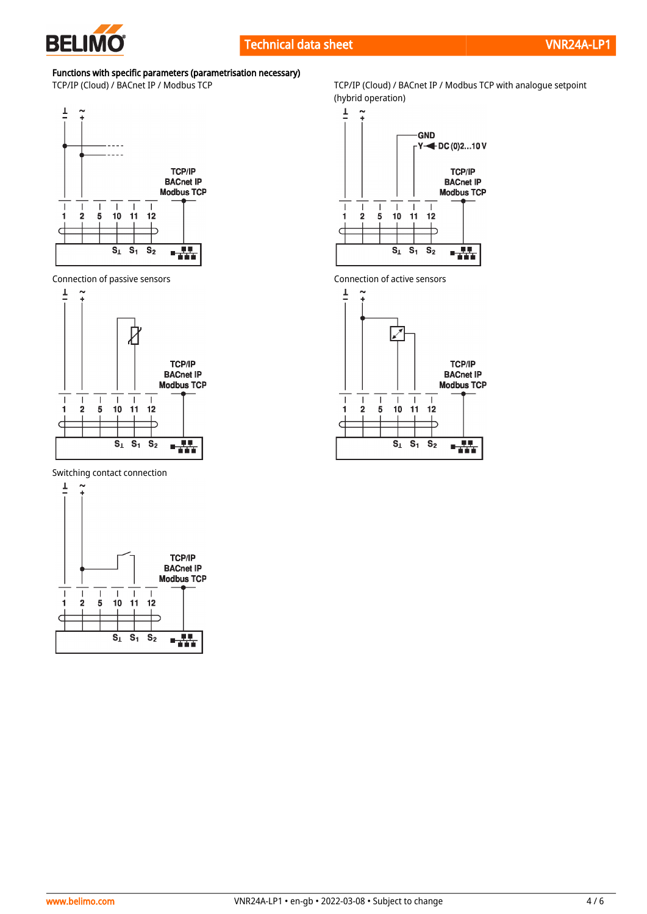**Functions with specific parameters (parametrisation necessary)**

TCP/IP (Cloud) / BACnet IP / Modbus TCP

TCP/IP (Cloud) / BACnet IP / Modbus TCP with analogue setpoint (hybrid operation)

Connection of passive sensors

Connection of active sensors

Switching contact connection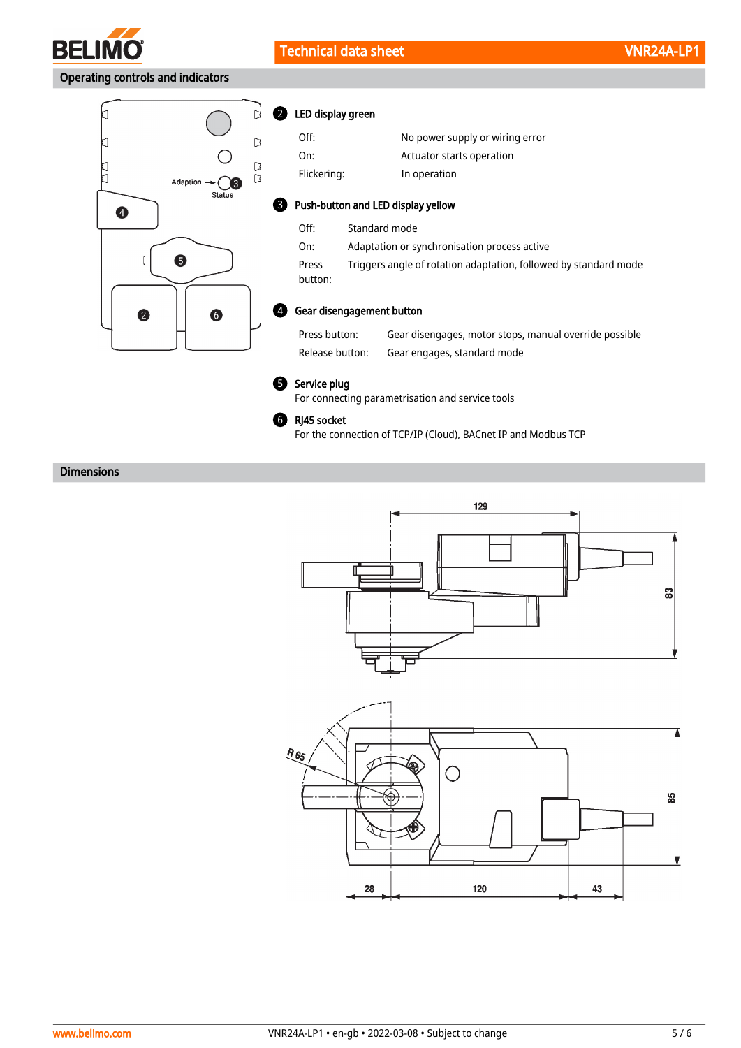## Operating controls and indicators

**2 LED display green**

| | |
|---|---|
| Off: | No power supply or wiring error |
| On: | Actuator starts operation |
| Flickering: | In operation |

**3 Push-button and LED display yellow**

| | |
|---|---|
| Off: | Standard mode |
| On: | Adaptation or synchronisation process active |
| Press button: | Triggers angle of rotation adaptation, followed by standard mode |

**4 Gear disengagement button**

| | |
|---|---|
| Press button: | Gear disengages, motor stops, manual override possible |
| Release button: | Gear engages, standard mode |

**5 Service plug**
For connecting parametrisation and service tools

**6 RJ45 socket**
For the connection of TCP/IP (Cloud), BACnet IP and Modbus TCP

## Dimensions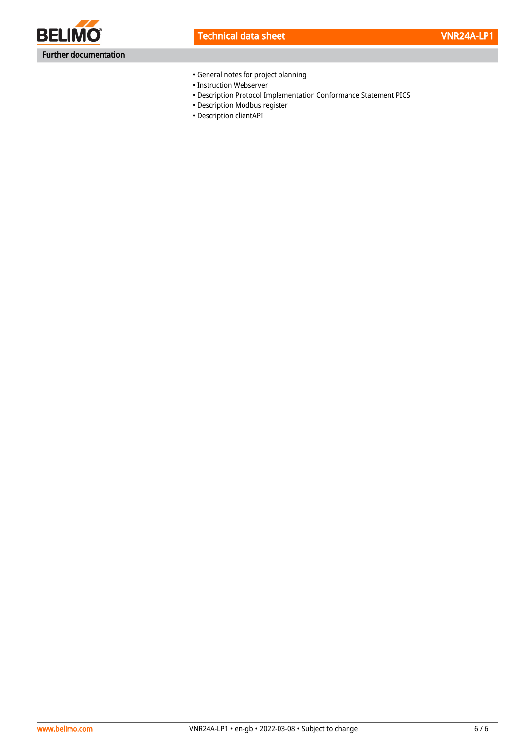## Further documentation

- General notes for project planning
- Instruction Webserver
- Description Protocol Implementation Conformance Statement PICS
- Description Modbus register
- Description clientAPI